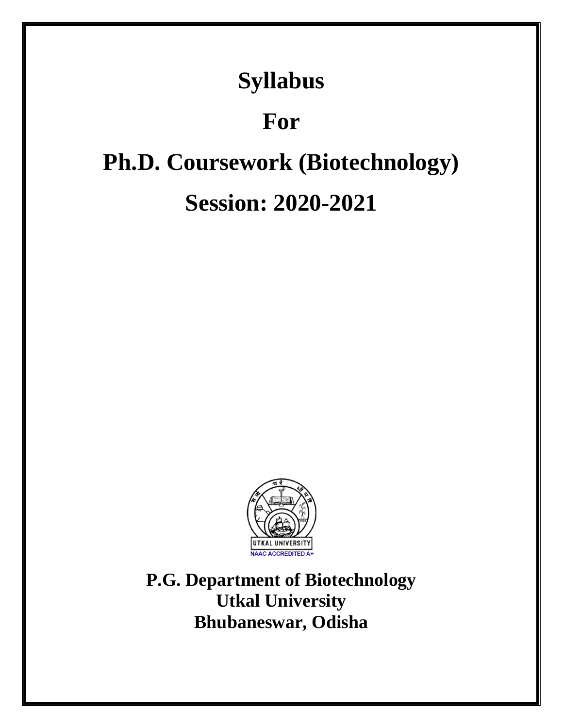# Syllabus

# For

# Ph.D. Coursework (Biotechnology)

# Session: 2020-2021

**P.G. Department of Biotechnology**
**Utkal University**
**Bhubaneswar, Odisha**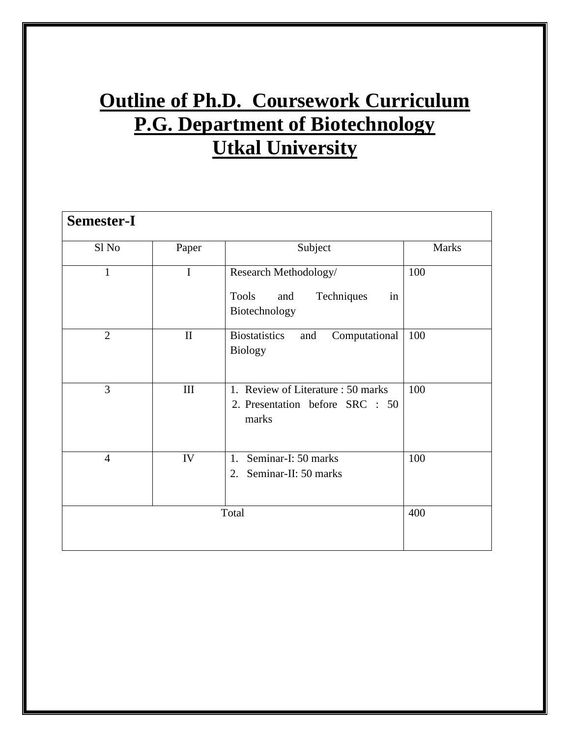# Outline of Ph.D. Coursework Curriculum
# P.G. Department of Biotechnology
# Utkal University

| **Semester-I** | | | |
|---|---|---|---|
| Sl No | Paper | Subject | Marks |
| 1 | I | Research Methodology/ Tools and Techniques in Biotechnology | 100 |
| 2 | II | Biostatistics and Computational Biology | 100 |
| 3 | III | 1. Review of Literature : 50 marks<br>2. Presentation before SRC : 50 marks | 100 |
| 4 | IV | 1. Seminar-I: 50 marks<br>2. Seminar-II: 50 marks | 100 |
| Total | | | 400 |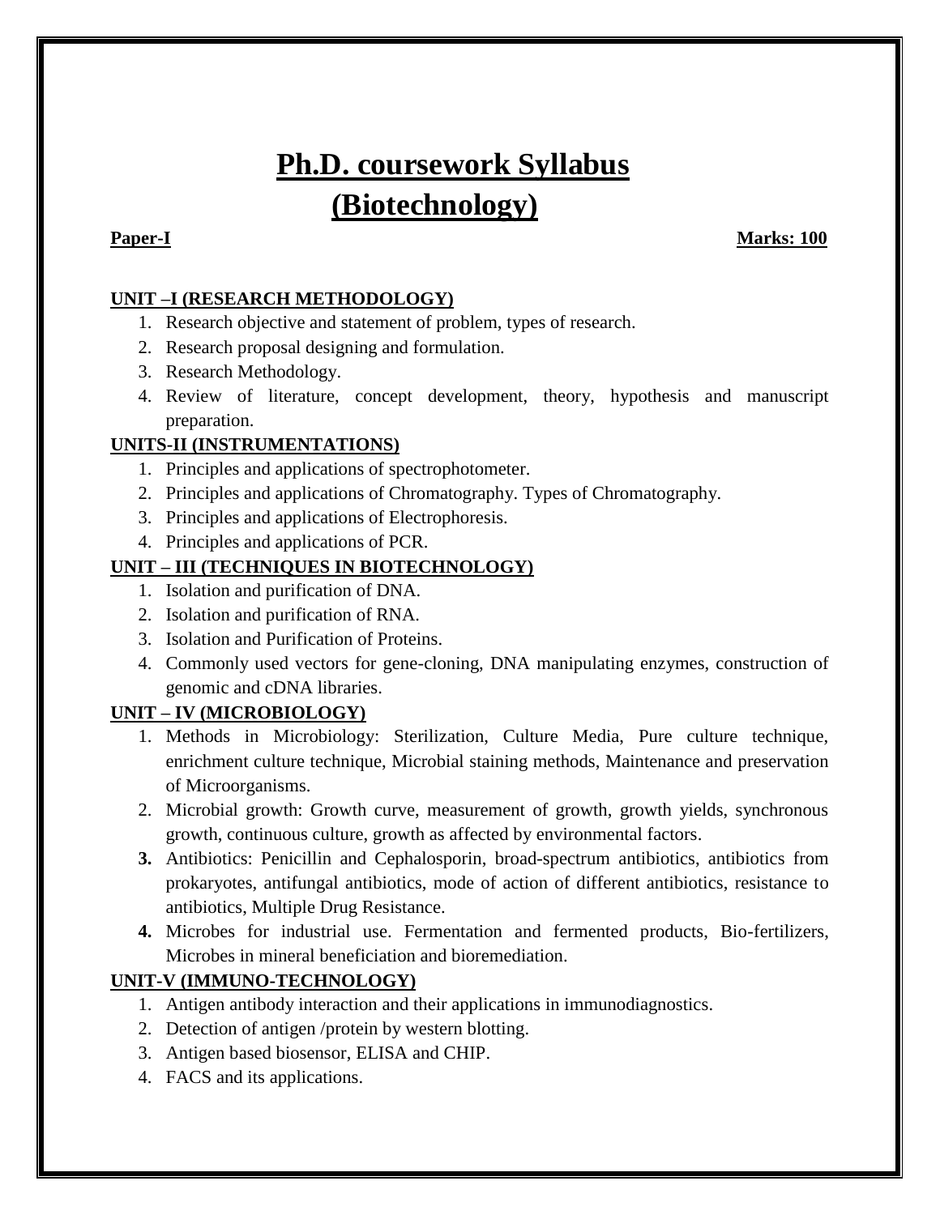# Ph.D. coursework Syllabus (Biotechnology)

**Paper-I** **Marks: 100**

**UNIT –I (RESEARCH METHODOLOGY)**

1. Research objective and statement of problem, types of research.
2. Research proposal designing and formulation.
3. Research Methodology.
4. Review of literature, concept development, theory, hypothesis and manuscript preparation.

**UNITS-II (INSTRUMENTATIONS)**

1. Principles and applications of spectrophotometer.
2. Principles and applications of Chromatography. Types of Chromatography.
3. Principles and applications of Electrophoresis.
4. Principles and applications of PCR.

**UNIT – III (TECHNIQUES IN BIOTECHNOLOGY)**

1. Isolation and purification of DNA.
2. Isolation and purification of RNA.
3. Isolation and Purification of Proteins.
4. Commonly used vectors for gene-cloning, DNA manipulating enzymes, construction of genomic and cDNA libraries.

**UNIT – IV (MICROBIOLOGY)**

1. Methods in Microbiology: Sterilization, Culture Media, Pure culture technique, enrichment culture technique, Microbial staining methods, Maintenance and preservation of Microorganisms.
2. Microbial growth: Growth curve, measurement of growth, growth yields, synchronous growth, continuous culture, growth as affected by environmental factors.
3. Antibiotics: Penicillin and Cephalosporin, broad-spectrum antibiotics, antibiotics from prokaryotes, antifungal antibiotics, mode of action of different antibiotics, resistance to antibiotics, Multiple Drug Resistance.
4. Microbes for industrial use. Fermentation and fermented products, Bio-fertilizers, Microbes in mineral beneficiation and bioremediation.

**UNIT-V (IMMUNO-TECHNOLOGY)**

1. Antigen antibody interaction and their applications in immunodiagnostics.
2. Detection of antigen /protein by western blotting.
3. Antigen based biosensor, ELISA and CHIP.
4. FACS and its applications.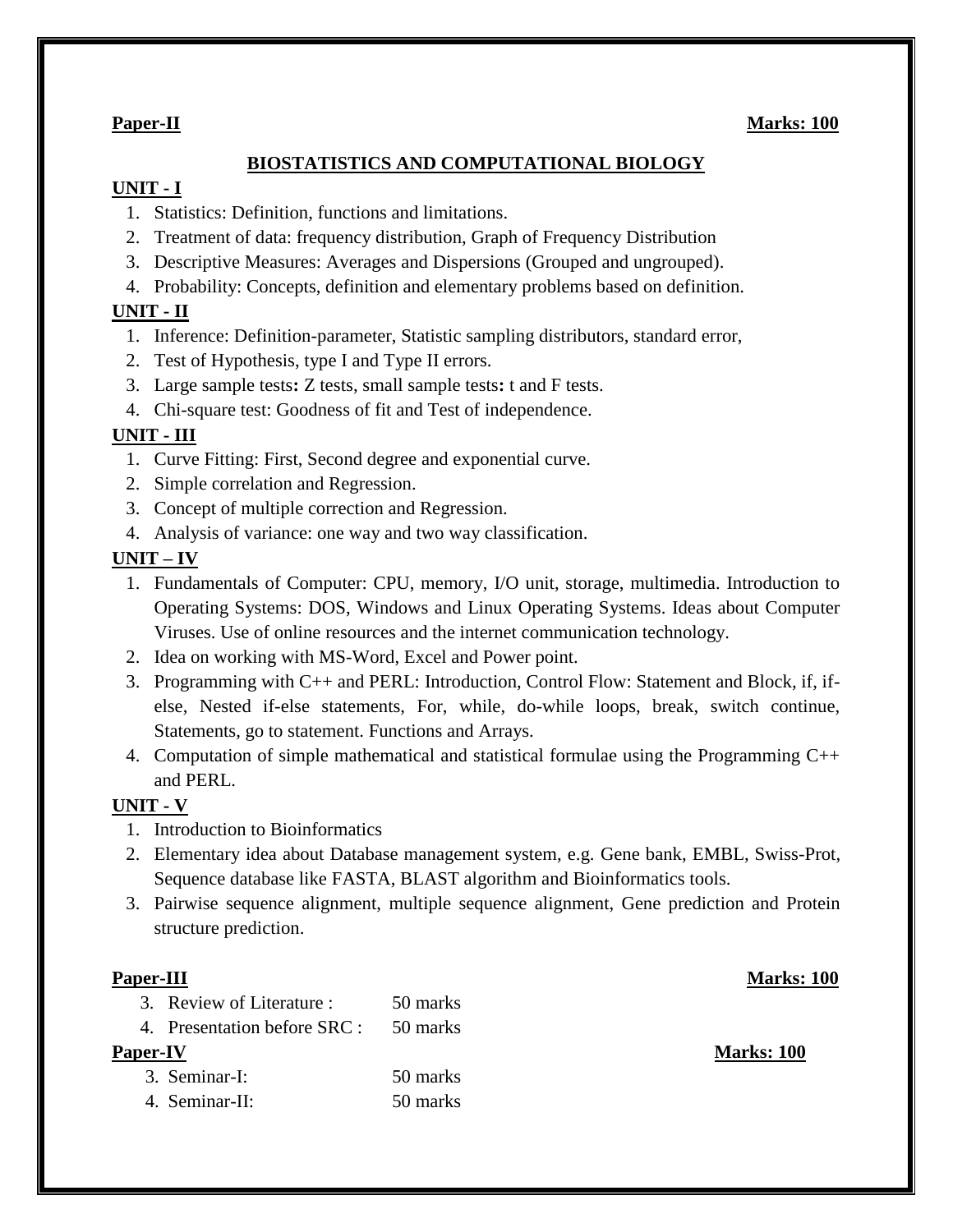**Paper-II** **Marks: 100**

## BIOSTATISTICS AND COMPUTATIONAL BIOLOGY

**UNIT - I**

1. Statistics: Definition, functions and limitations.
2. Treatment of data: frequency distribution, Graph of Frequency Distribution
3. Descriptive Measures: Averages and Dispersions (Grouped and ungrouped).
4. Probability: Concepts, definition and elementary problems based on definition.

**UNIT - II**

1. Inference: Definition-parameter, Statistic sampling distributors, standard error,
2. Test of Hypothesis, type I and Type II errors.
3. Large sample tests**:** Z tests, small sample tests**:** t and F tests.
4. Chi-square test: Goodness of fit and Test of independence.

**UNIT - III**

1. Curve Fitting: First, Second degree and exponential curve.
2. Simple correlation and Regression.
3. Concept of multiple correction and Regression.
4. Analysis of variance: one way and two way classification.

**UNIT – IV**

1. Fundamentals of Computer: CPU, memory, I/O unit, storage, multimedia. Introduction to Operating Systems: DOS, Windows and Linux Operating Systems. Ideas about Computer Viruses. Use of online resources and the internet communication technology.
2. Idea on working with MS-Word, Excel and Power point.
3. Programming with C++ and PERL: Introduction, Control Flow: Statement and Block, if, if-else, Nested if-else statements, For, while, do-while loops, break, switch continue, Statements, go to statement. Functions and Arrays.
4. Computation of simple mathematical and statistical formulae using the Programming C++ and PERL.

**UNIT - V**

1. Introduction to Bioinformatics
2. Elementary idea about Database management system, e.g. Gene bank, EMBL, Swiss-Prot, Sequence database like FASTA, BLAST algorithm and Bioinformatics tools.
3. Pairwise sequence alignment, multiple sequence alignment, Gene prediction and Protein structure prediction.

**Paper-III** **Marks: 100**

3. Review of Literature : 50 marks
4. Presentation before SRC : 50 marks

**Paper-IV** **Marks: 100**

3. Seminar-I: 50 marks
4. Seminar-II: 50 marks